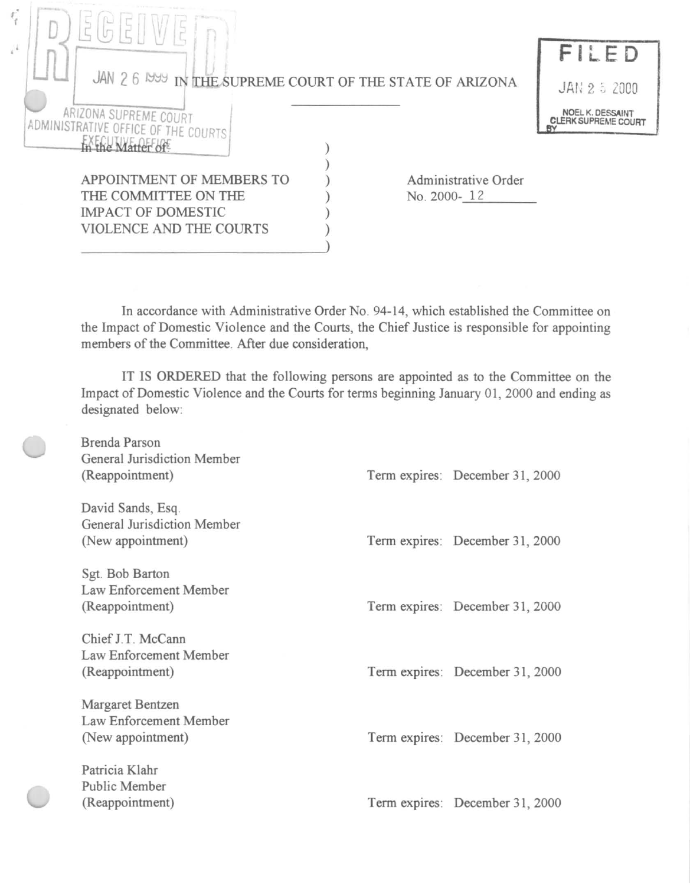RECEIVED

JAN 26 1999

ARIZONA SUPREME COURT
ADMINISTRATIVE OFFICE OF THE COURTS
EXECUTIVE OFFICE

FILED

JAN 25 2000

NOEL K. DESSAINT
CLERK SUPREME COURT
BY

IN THE SUPREME COURT OF THE STATE OF ARIZONA

In the Matter of:

APPOINTMENT OF MEMBERS TO THE COMMITTEE ON THE IMPACT OF DOMESTIC VIOLENCE AND THE COURTS

Administrative Order No. 2000- 12

In accordance with Administrative Order No. 94-14, which established the Committee on the Impact of Domestic Violence and the Courts, the Chief Justice is responsible for appointing members of the Committee. After due consideration,

IT IS ORDERED that the following persons are appointed as to the Committee on the Impact of Domestic Violence and the Courts for terms beginning January 01, 2000 and ending as designated below:

Brenda Parson
General Jurisdiction Member
(Reappointment) — Term expires: December 31, 2000

David Sands, Esq.
General Jurisdiction Member
(New appointment) — Term expires: December 31, 2000

Sgt. Bob Barton
Law Enforcement Member
(Reappointment) — Term expires: December 31, 2000

Chief J.T. McCann
Law Enforcement Member
(Reappointment) — Term expires: December 31, 2000

Margaret Bentzen
Law Enforcement Member
(New appointment) — Term expires: December 31, 2000

Patricia Klahr
Public Member
(Reappointment) — Term expires: December 31, 2000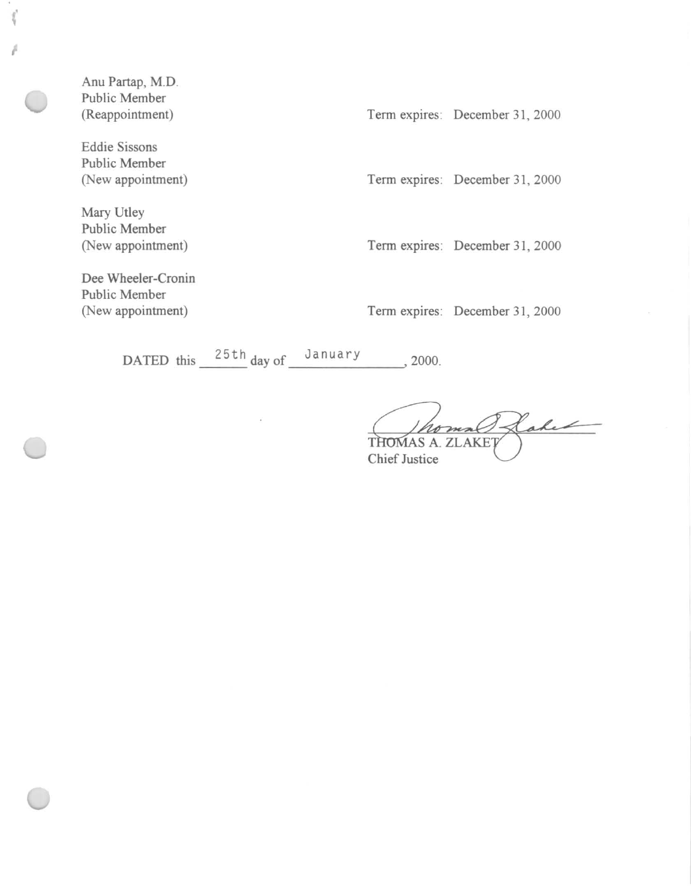Anu Partap, M.D.
Public Member
(Reappointment) Term expires: December 31, 2000

Eddie Sissons
Public Member
(New appointment) Term expires: December 31, 2000

Mary Utley
Public Member
(New appointment) Term expires: December 31, 2000

Dee Wheeler-Cronin
Public Member
(New appointment) Term expires: December 31, 2000

DATED this 25th day of January, 2000.

THOMAS A. ZLAKET
Chief Justice